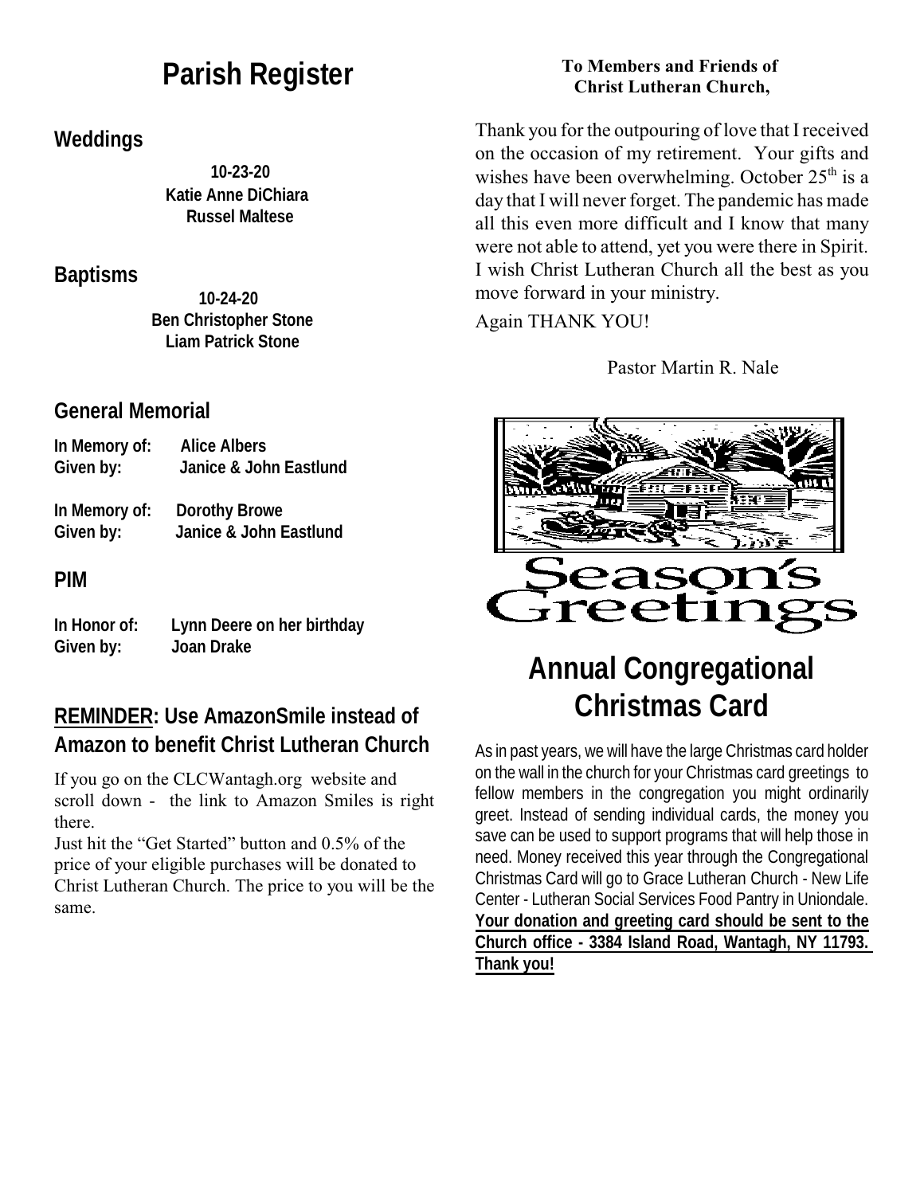# Parish Register

## Weddings

**10-23-20**
**Katie Anne DiChiara**
**Russel Maltese**

## Baptisms

**10-24-20**
**Ben Christopher Stone**
**Liam Patrick Stone**

## General Memorial

**In Memory of:** **Alice Albers**
**Given by:** **Janice & John Eastlund**

**In Memory of:** **Dorothy Browe**
**Given by:** **Janice & John Eastlund**

## PIM

**In Honor of:** **Lynn Deere on her birthday**
**Given by:** **Joan Drake**

## **REMINDER**: Use AmazonSmile instead of Amazon to benefit Christ Lutheran Church

If you go on the CLCWantagh.org website and scroll down - the link to Amazon Smiles is right there.

Just hit the "Get Started" button and 0.5% of the price of your eligible purchases will be donated to Christ Lutheran Church. The price to you will be the same.

**To Members and Friends of Christ Lutheran Church,**

Thank you for the outpouring of love that I received on the occasion of my retirement. Your gifts and wishes have been overwhelming. October 25th is a day that I will never forget. The pandemic has made all this even more difficult and I know that many were not able to attend, yet you were there in Spirit. I wish Christ Lutheran Church all the best as you move forward in your ministry.

Again THANK YOU!

Pastor Martin R. Nale

Season's Greetings

# Annual Congregational Christmas Card

As in past years, we will have the large Christmas card holder on the wall in the church for your Christmas card greetings to fellow members in the congregation you might ordinarily greet. Instead of sending individual cards, the money you save can be used to support programs that will help those in need. Money received this year through the Congregational Christmas Card will go to Grace Lutheran Church - New Life Center - Lutheran Social Services Food Pantry in Uniondale. **Your donation and greeting card should be sent to the Church office - 3384 Island Road, Wantagh, NY 11793. Thank you!**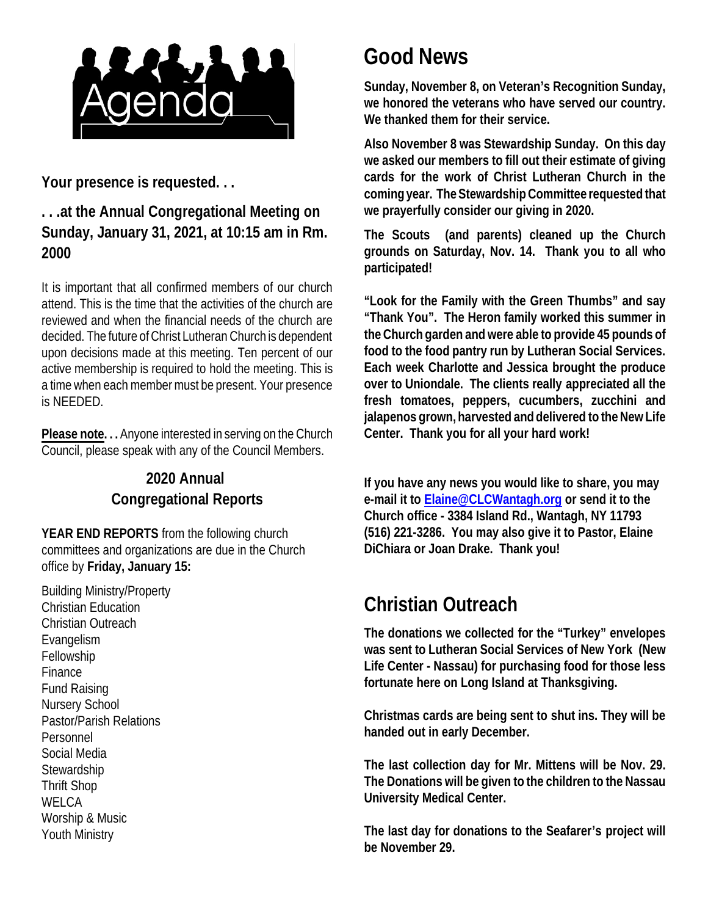# Agenda

**Your presence is requested. . .**

### . . .at the Annual Congregational Meeting on Sunday, January 31, 2021, at 10:15 am in Rm. 2000

It is important that all confirmed members of our church attend. This is the time that the activities of the church are reviewed and when the financial needs of the church are decided. The future of Christ Lutheran Church is dependent upon decisions made at this meeting. Ten percent of our active membership is required to hold the meeting. This is a time when each member must be present. Your presence is NEEDED.

**Please note. . .** Anyone interested in serving on the Church Council, please speak with any of the Council Members.

### 2020 Annual Congregational Reports

**YEAR END REPORTS** from the following church committees and organizations are due in the Church office by **Friday, January 15:**

Building Ministry/Property
Christian Education
Christian Outreach
Evangelism
Fellowship
Finance
Fund Raising
Nursery School
Pastor/Parish Relations
Personnel
Social Media
Stewardship
Thrift Shop
WELCA
Worship & Music
Youth Ministry

# Good News

**Sunday, November 8, on Veteran's Recognition Sunday, we honored the veterans who have served our country. We thanked them for their service.**

**Also November 8 was Stewardship Sunday. On this day we asked our members to fill out their estimate of giving cards for the work of Christ Lutheran Church in the coming year. The Stewardship Committee requested that we prayerfully consider our giving in 2020.**

**The Scouts (and parents) cleaned up the Church grounds on Saturday, Nov. 14. Thank you to all who participated!**

**"Look for the Family with the Green Thumbs" and say "Thank You". The Heron family worked this summer in the Church garden and were able to provide 45 pounds of food to the food pantry run by Lutheran Social Services. Each week Charlotte and Jessica brought the produce over to Uniondale. The clients really appreciated all the fresh tomatoes, peppers, cucumbers, zucchini and jalapenos grown, harvested and delivered to the New Life Center. Thank you for all your hard work!**

**If you have any news you would like to share, you may e-mail it to [Elaine@CLCWantagh.org](mailto:Elaine@CLCWantagh.org) or send it to the Church office - 3384 Island Rd., Wantagh, NY 11793 (516) 221-3286. You may also give it to Pastor, Elaine DiChiara or Joan Drake. Thank you!**

# Christian Outreach

**The donations we collected for the "Turkey" envelopes was sent to Lutheran Social Services of New York (New Life Center - Nassau) for purchasing food for those less fortunate here on Long Island at Thanksgiving.**

**Christmas cards are being sent to shut ins. They will be handed out in early December.**

**The last collection day for Mr. Mittens will be Nov. 29. The Donations will be given to the children to the Nassau University Medical Center.**

**The last day for donations to the Seafarer's project will be November 29.**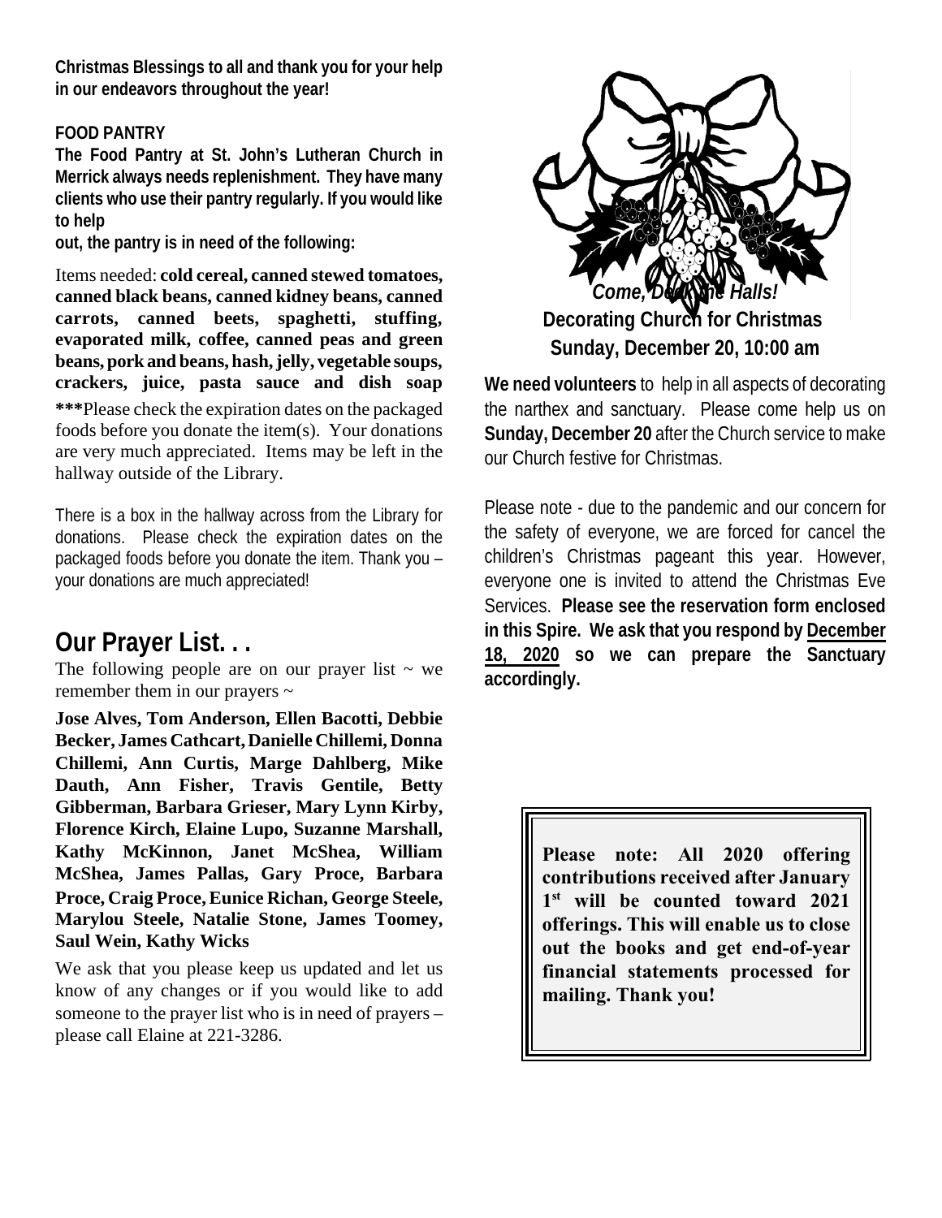**Christmas Blessings to all and thank you for your help in our endeavors throughout the year!**

**FOOD PANTRY**

**The Food Pantry at St. John's Lutheran Church in Merrick always needs replenishment. They have many clients who use their pantry regularly. If you would like to help out, the pantry is in need of the following:**

Items needed: **cold cereal, canned stewed tomatoes, canned black beans, canned kidney beans, canned carrots, canned beets, spaghetti, stuffing, evaporated milk, coffee, canned peas and green beans, pork and beans, hash, jelly, vegetable soups, crackers, juice, pasta sauce and dish soap** **\*\*\***Please check the expiration dates on the packaged foods before you donate the item(s). Your donations are very much appreciated. Items may be left in the hallway outside of the Library.

There is a box in the hallway across from the Library for donations. Please check the expiration dates on the packaged foods before you donate the item. Thank you – your donations are much appreciated!

## Our Prayer List. . .

The following people are on our prayer list ~ we remember them in our prayers ~

**Jose Alves, Tom Anderson, Ellen Bacotti, Debbie Becker, James Cathcart, Danielle Chillemi, Donna Chillemi, Ann Curtis, Marge Dahlberg, Mike Dauth, Ann Fisher, Travis Gentile, Betty Gibberman, Barbara Grieser, Mary Lynn Kirby, Florence Kirch, Elaine Lupo, Suzanne Marshall, Kathy McKinnon, Janet McShea, William McShea, James Pallas, Gary Proce, Barbara Proce, Craig Proce, Eunice Richan, George Steele, Marylou Steele, Natalie Stone, James Toomey, Saul Wein, Kathy Wicks**

We ask that you please keep us updated and let us know of any changes or if you would like to add someone to the prayer list who is in need of prayers – please call Elaine at 221-3286.

***Come, Deck the Halls!***

**Decorating Church for Christmas**
**Sunday, December 20, 10:00 am**

**We need volunteers** to help in all aspects of decorating the narthex and sanctuary. Please come help us on **Sunday, December 20** after the Church service to make our Church festive for Christmas.

Please note - due to the pandemic and our concern for the safety of everyone, we are forced for cancel the children's Christmas pageant this year. However, everyone one is invited to attend the Christmas Eve Services. **Please see the reservation form enclosed in this Spire. We ask that you respond by <u>December 18, 2020</u> so we can prepare the Sanctuary accordingly.**

**Please note: All 2020 offering contributions received after January 1st will be counted toward 2021 offerings. This will enable us to close out the books and get end-of-year financial statements processed for mailing. Thank you!**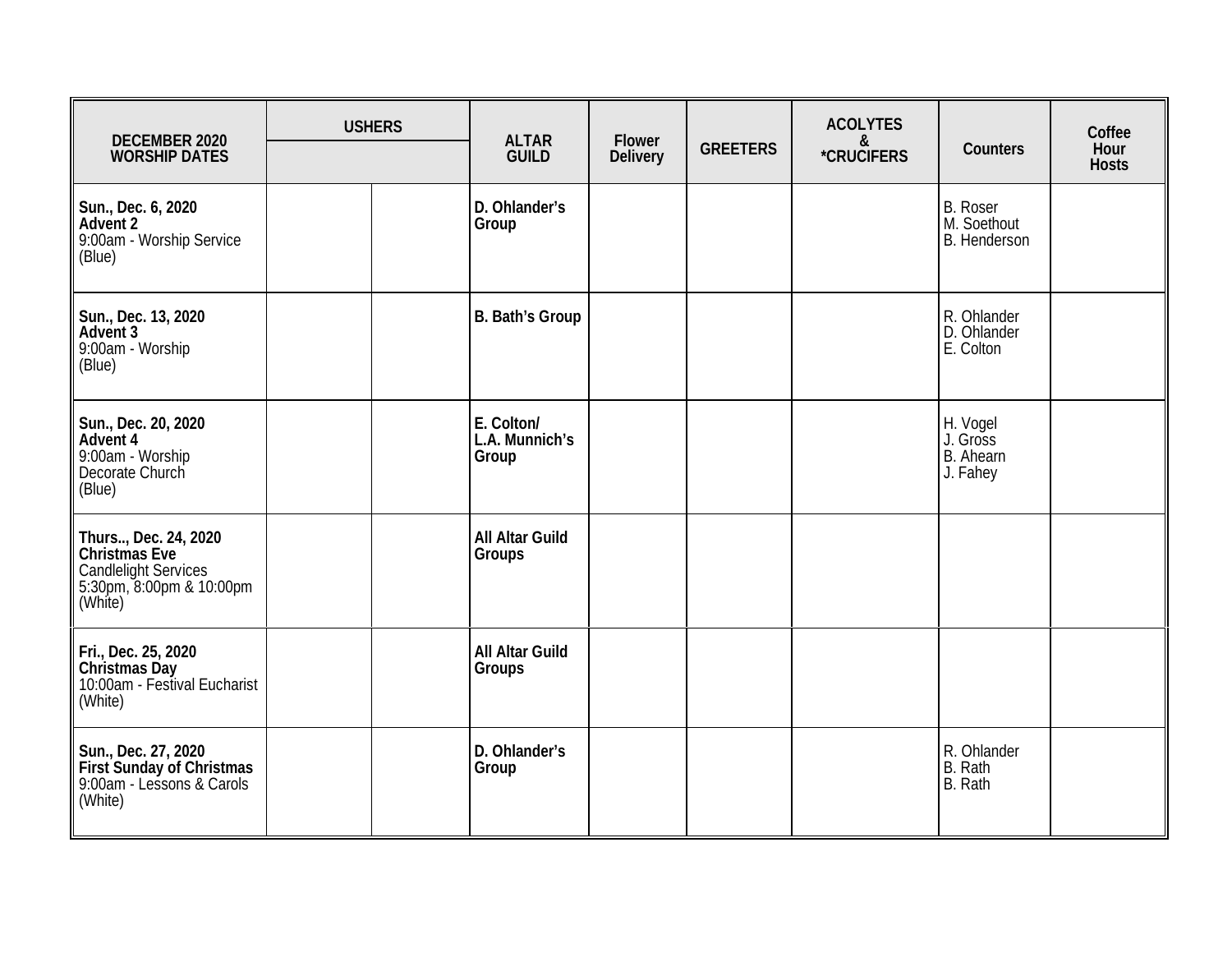| DECEMBER 2020 WORSHIP DATES | USHERS | | ALTAR GUILD | Flower Delivery | GREETERS | ACOLYTES & *CRUCIFERS | Counters | Coffee Hour Hosts |
|---|---|---|---|---|---|---|---|---|
| **Sun., Dec. 6, 2020**<br>**Advent 2**<br>9:00am - Worship Service<br>(Blue) | | | **D. Ohlander's Group** | | | | B. Roser<br>M. Soethout<br>B. Henderson | |
| **Sun., Dec. 13, 2020**<br>**Advent 3**<br>9:00am - Worship<br>(Blue) | | | **B. Bath's Group** | | | | R. Ohlander<br>D. Ohlander<br>E. Colton | |
| **Sun., Dec. 20, 2020**<br>**Advent 4**<br>9:00am - Worship<br>Decorate Church<br>(Blue) | | | **E. Colton/ L.A. Munnich's Group** | | | | H. Vogel<br>J. Gross<br>B. Ahearn<br>J. Fahey | |
| **Thurs.., Dec. 24, 2020**<br>**Christmas Eve**<br>Candlelight Services<br>5:30pm, 8:00pm & 10:00pm<br>(White) | | | **All Altar Guild Groups** | | | | | |
| **Fri., Dec. 25, 2020**<br>**Christmas Day**<br>10:00am - Festival Eucharist<br>(White) | | | **All Altar Guild Groups** | | | | | |
| **Sun., Dec. 27, 2020**<br>**First Sunday of Christmas**<br>9:00am - Lessons & Carols<br>(White) | | | **D. Ohlander's Group** | | | | R. Ohlander<br>B. Rath<br>B. Rath | |